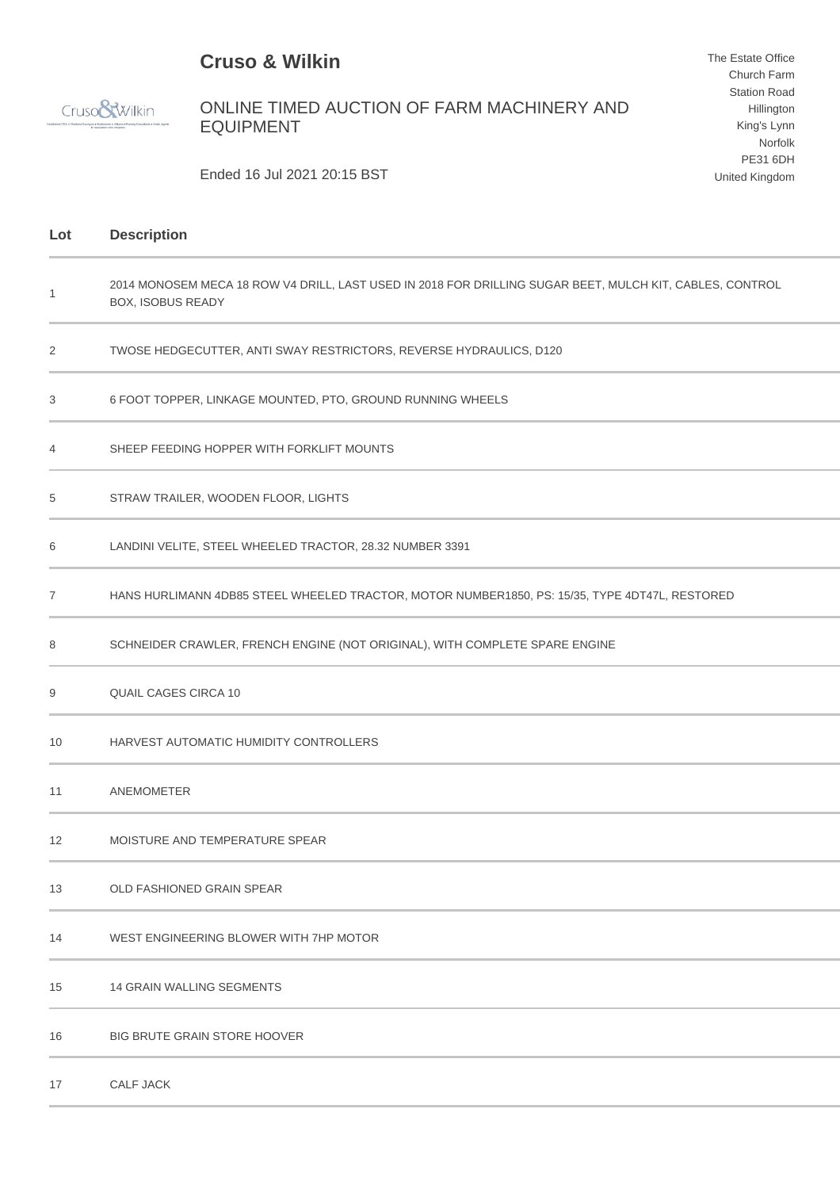# Cruso & Wilkin

## ONLINE TIMED AUCTION OF FARM MACHINERY AND EQUIPMENT

Ended 16 Jul 2021 20:15 BST

The Estate Office
Church Farm
Station Road
Hillington
King's Lynn
Norfolk
PE31 6DH
United Kingdom

| Lot | Description |
|---|---|
| 1 | 2014 MONOSEM MECA 18 ROW V4 DRILL, LAST USED IN 2018 FOR DRILLING SUGAR BEET, MULCH KIT, CABLES, CONTROL BOX, ISOBUS READY |
| 2 | TWOSE HEDGECUTTER, ANTI SWAY RESTRICTORS, REVERSE HYDRAULICS, D120 |
| 3 | 6 FOOT TOPPER, LINKAGE MOUNTED, PTO, GROUND RUNNING WHEELS |
| 4 | SHEEP FEEDING HOPPER WITH FORKLIFT MOUNTS |
| 5 | STRAW TRAILER, WOODEN FLOOR, LIGHTS |
| 6 | LANDINI VELITE, STEEL WHEELED TRACTOR, 28.32 NUMBER 3391 |
| 7 | HANS HURLIMANN 4DB85 STEEL WHEELED TRACTOR, MOTOR NUMBER1850, PS: 15/35, TYPE 4DT47L, RESTORED |
| 8 | SCHNEIDER CRAWLER, FRENCH ENGINE (NOT ORIGINAL), WITH COMPLETE SPARE ENGINE |
| 9 | QUAIL CAGES CIRCA 10 |
| 10 | HARVEST AUTOMATIC HUMIDITY CONTROLLERS |
| 11 | ANEMOMETER |
| 12 | MOISTURE AND TEMPERATURE SPEAR |
| 13 | OLD FASHIONED GRAIN SPEAR |
| 14 | WEST ENGINEERING BLOWER WITH 7HP MOTOR |
| 15 | 14 GRAIN WALLING SEGMENTS |
| 16 | BIG BRUTE GRAIN STORE HOOVER |
| 17 | CALF JACK |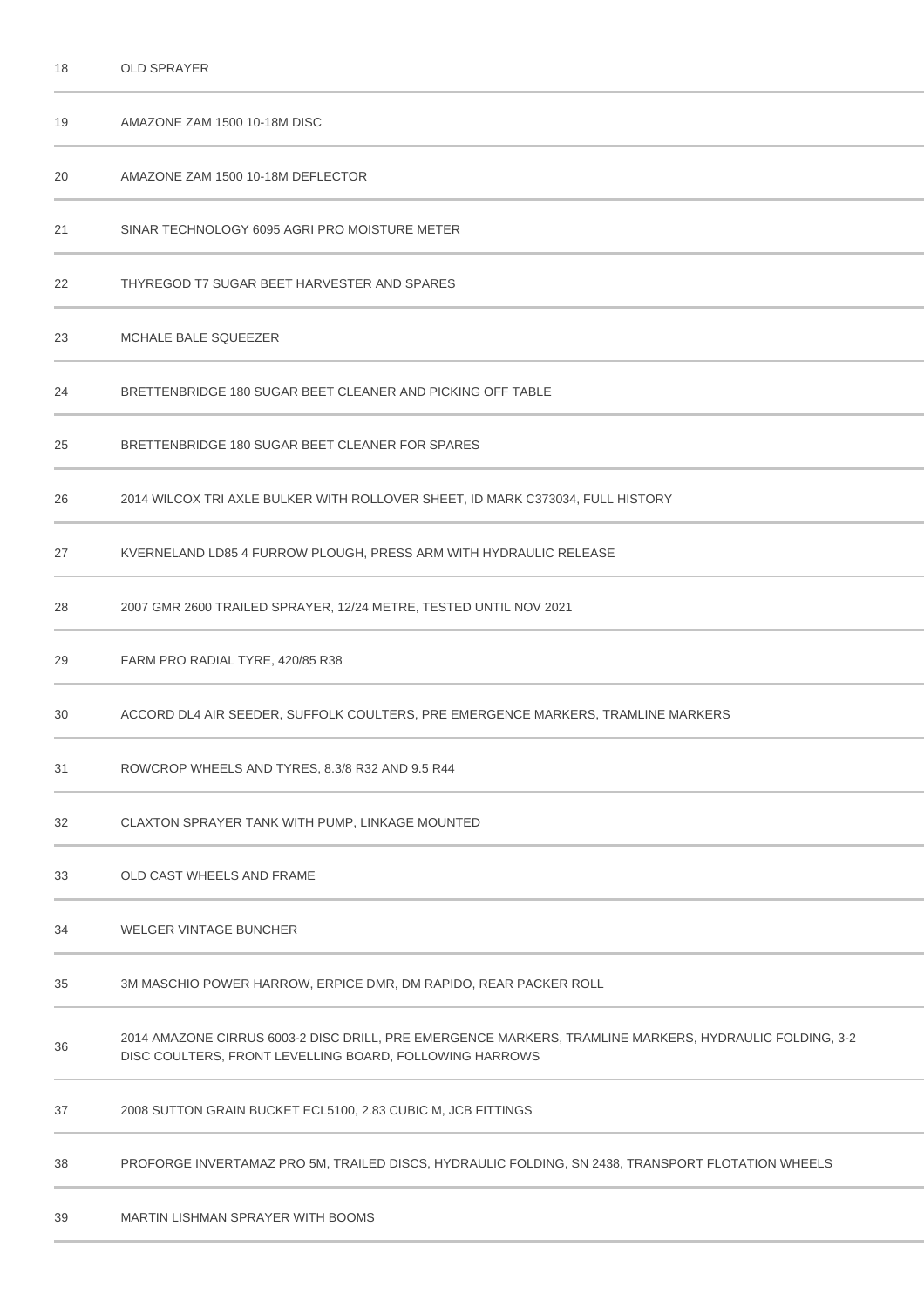| | |
|---|---|
| 18 | OLD SPRAYER |
| 19 | AMAZONE ZAM 1500 10-18M DISC |
| 20 | AMAZONE ZAM 1500 10-18M DEFLECTOR |
| 21 | SINAR TECHNOLOGY 6095 AGRI PRO MOISTURE METER |
| 22 | THYREGOD T7 SUGAR BEET HARVESTER AND SPARES |
| 23 | MCHALE BALE SQUEEZER |
| 24 | BRETTENBRIDGE 180 SUGAR BEET CLEANER AND PICKING OFF TABLE |
| 25 | BRETTENBRIDGE 180 SUGAR BEET CLEANER FOR SPARES |
| 26 | 2014 WILCOX TRI AXLE BULKER WITH ROLLOVER SHEET, ID MARK C373034, FULL HISTORY |
| 27 | KVERNELAND LD85 4 FURROW PLOUGH, PRESS ARM WITH HYDRAULIC RELEASE |
| 28 | 2007 GMR 2600 TRAILED SPRAYER, 12/24 METRE, TESTED UNTIL NOV 2021 |
| 29 | FARM PRO RADIAL TYRE, 420/85 R38 |
| 30 | ACCORD DL4 AIR SEEDER, SUFFOLK COULTERS, PRE EMERGENCE MARKERS, TRAMLINE MARKERS |
| 31 | ROWCROP WHEELS AND TYRES, 8.3/8 R32 AND 9.5 R44 |
| 32 | CLAXTON SPRAYER TANK WITH PUMP, LINKAGE MOUNTED |
| 33 | OLD CAST WHEELS AND FRAME |
| 34 | WELGER VINTAGE BUNCHER |
| 35 | 3M MASCHIO POWER HARROW, ERPICE DMR, DM RAPIDO, REAR PACKER ROLL |
| 36 | 2014 AMAZONE CIRRUS 6003-2 DISC DRILL, PRE EMERGENCE MARKERS, TRAMLINE MARKERS, HYDRAULIC FOLDING, 3-2 DISC COULTERS, FRONT LEVELLING BOARD, FOLLOWING HARROWS |
| 37 | 2008 SUTTON GRAIN BUCKET ECL5100, 2.83 CUBIC M, JCB FITTINGS |
| 38 | PROFORGE INVERTAMAZ PRO 5M, TRAILED DISCS, HYDRAULIC FOLDING, SN 2438, TRANSPORT FLOTATION WHEELS |
| 39 | MARTIN LISHMAN SPRAYER WITH BOOMS |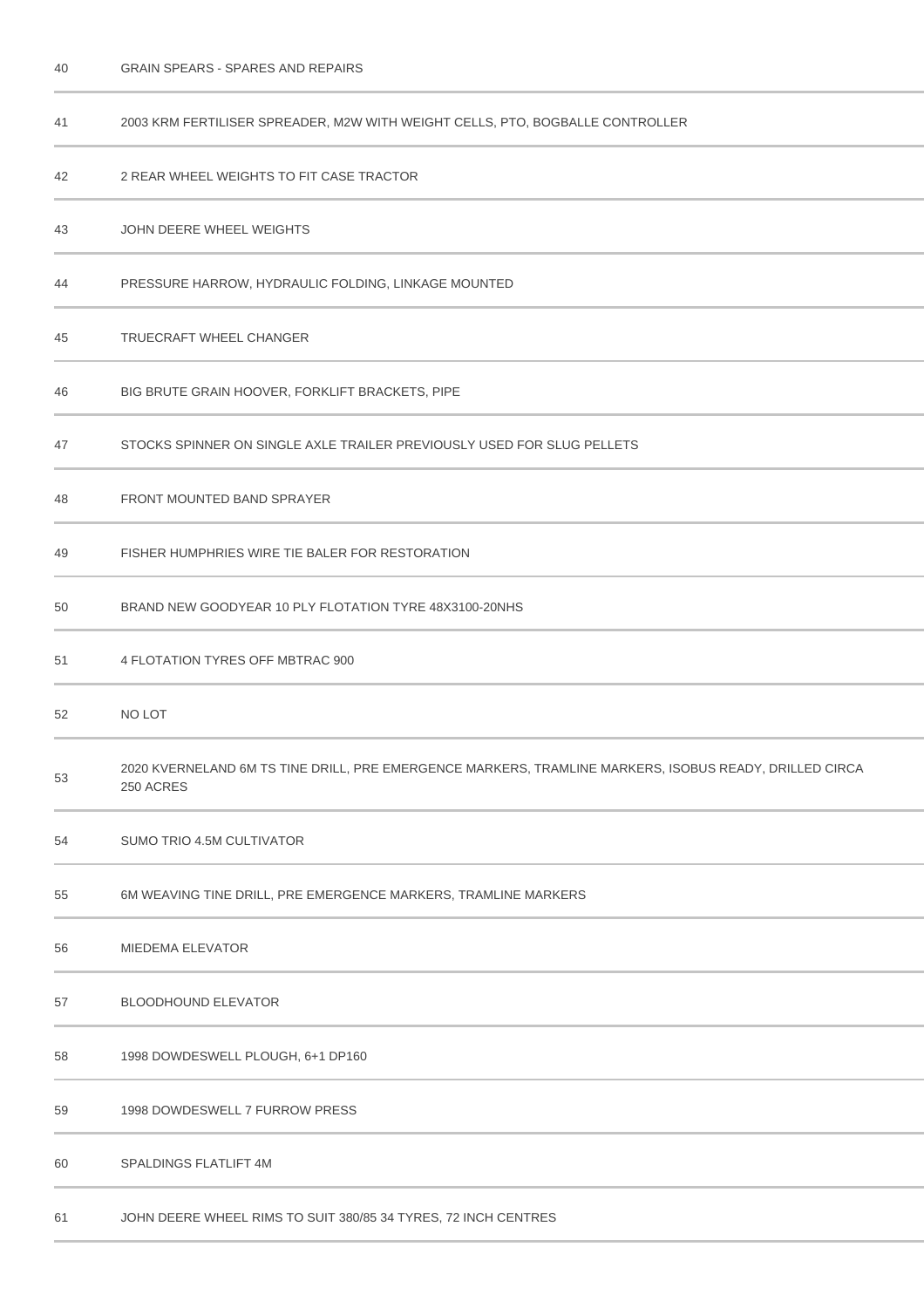| | |
|---|---|
| 40 | GRAIN SPEARS - SPARES AND REPAIRS |
| 41 | 2003 KRM FERTILISER SPREADER, M2W WITH WEIGHT CELLS, PTO, BOGBALLE CONTROLLER |
| 42 | 2 REAR WHEEL WEIGHTS TO FIT CASE TRACTOR |
| 43 | JOHN DEERE WHEEL WEIGHTS |
| 44 | PRESSURE HARROW, HYDRAULIC FOLDING, LINKAGE MOUNTED |
| 45 | TRUECRAFT WHEEL CHANGER |
| 46 | BIG BRUTE GRAIN HOOVER, FORKLIFT BRACKETS, PIPE |
| 47 | STOCKS SPINNER ON SINGLE AXLE TRAILER PREVIOUSLY USED FOR SLUG PELLETS |
| 48 | FRONT MOUNTED BAND SPRAYER |
| 49 | FISHER HUMPHRIES WIRE TIE BALER FOR RESTORATION |
| 50 | BRAND NEW GOODYEAR 10 PLY FLOTATION TYRE 48X3100-20NHS |
| 51 | 4 FLOTATION TYRES OFF MBTRAC 900 |
| 52 | NO LOT |
| 53 | 2020 KVERNELAND 6M TS TINE DRILL, PRE EMERGENCE MARKERS, TRAMLINE MARKERS, ISOBUS READY, DRILLED CIRCA 250 ACRES |
| 54 | SUMO TRIO 4.5M CULTIVATOR |
| 55 | 6M WEAVING TINE DRILL, PRE EMERGENCE MARKERS, TRAMLINE MARKERS |
| 56 | MIEDEMA ELEVATOR |
| 57 | BLOODHOUND ELEVATOR |
| 58 | 1998 DOWDESWELL PLOUGH, 6+1 DP160 |
| 59 | 1998 DOWDESWELL 7 FURROW PRESS |
| 60 | SPALDINGS FLATLIFT 4M |
| 61 | JOHN DEERE WHEEL RIMS TO SUIT 380/85 34 TYRES, 72 INCH CENTRES |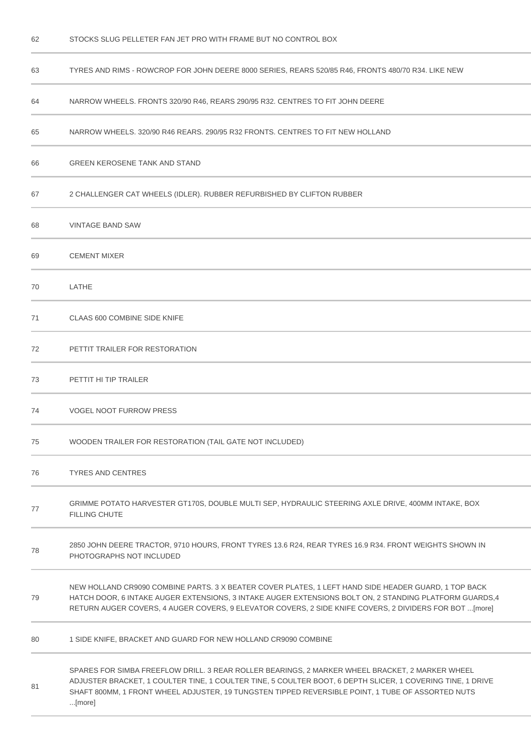| | |
|---|---|
| 62 | STOCKS SLUG PELLETER FAN JET PRO WITH FRAME BUT NO CONTROL BOX |
| 63 | TYRES AND RIMS - ROWCROP FOR JOHN DEERE 8000 SERIES, REARS 520/85 R46, FRONTS 480/70 R34. LIKE NEW |
| 64 | NARROW WHEELS. FRONTS 320/90 R46, REARS 290/95 R32. CENTRES TO FIT JOHN DEERE |
| 65 | NARROW WHEELS. 320/90 R46 REARS. 290/95 R32 FRONTS. CENTRES TO FIT NEW HOLLAND |
| 66 | GREEN KEROSENE TANK AND STAND |
| 67 | 2 CHALLENGER CAT WHEELS (IDLER). RUBBER REFURBISHED BY CLIFTON RUBBER |
| 68 | VINTAGE BAND SAW |
| 69 | CEMENT MIXER |
| 70 | LATHE |
| 71 | CLAAS 600 COMBINE SIDE KNIFE |
| 72 | PETTIT TRAILER FOR RESTORATION |
| 73 | PETTIT HI TIP TRAILER |
| 74 | VOGEL NOOT FURROW PRESS |
| 75 | WOODEN TRAILER FOR RESTORATION (TAIL GATE NOT INCLUDED) |
| 76 | TYRES AND CENTRES |
| 77 | GRIMME POTATO HARVESTER GT170S, DOUBLE MULTI SEP, HYDRAULIC STEERING AXLE DRIVE, 400MM INTAKE, BOX FILLING CHUTE |
| 78 | 2850 JOHN DEERE TRACTOR, 9710 HOURS, FRONT TYRES 13.6 R24, REAR TYRES 16.9 R34. FRONT WEIGHTS SHOWN IN PHOTOGRAPHS NOT INCLUDED |
| 79 | NEW HOLLAND CR9090 COMBINE PARTS. 3 X BEATER COVER PLATES, 1 LEFT HAND SIDE HEADER GUARD, 1 TOP BACK HATCH DOOR, 6 INTAKE AUGER EXTENSIONS, 3 INTAKE AUGER EXTENSIONS BOLT ON, 2 STANDING PLATFORM GUARDS,4 RETURN AUGER COVERS, 4 AUGER COVERS, 9 ELEVATOR COVERS, 2 SIDE KNIFE COVERS, 2 DIVIDERS FOR BOT ...[more] |
| 80 | 1 SIDE KNIFE, BRACKET AND GUARD FOR NEW HOLLAND CR9090 COMBINE |
| 81 | SPARES FOR SIMBA FREEFLOW DRILL. 3 REAR ROLLER BEARINGS, 2 MARKER WHEEL BRACKET, 2 MARKER WHEEL ADJUSTER BRACKET, 1 COULTER TINE, 1 COULTER TINE, 5 COULTER BOOT, 6 DEPTH SLICER, 1 COVERING TINE, 1 DRIVE SHAFT 800MM, 1 FRONT WHEEL ADJUSTER, 19 TUNGSTEN TIPPED REVERSIBLE POINT, 1 TUBE OF ASSORTED NUTS ...[more] |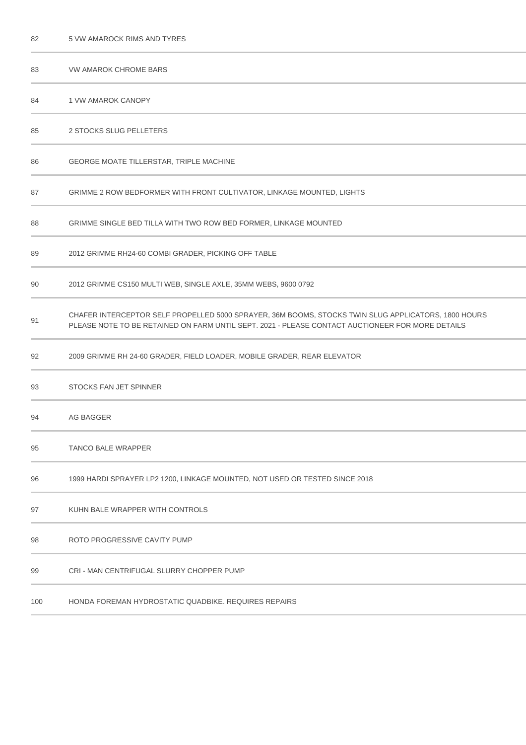| | |
|---|---|
| 82 | 5 VW AMAROCK RIMS AND TYRES |
| 83 | VW AMAROK CHROME BARS |
| 84 | 1 VW AMAROK CANOPY |
| 85 | 2 STOCKS SLUG PELLETERS |
| 86 | GEORGE MOATE TILLERSTAR, TRIPLE MACHINE |
| 87 | GRIMME 2 ROW BEDFORMER WITH FRONT CULTIVATOR, LINKAGE MOUNTED, LIGHTS |
| 88 | GRIMME SINGLE BED TILLA WITH TWO ROW BED FORMER, LINKAGE MOUNTED |
| 89 | 2012 GRIMME RH24-60 COMBI GRADER, PICKING OFF TABLE |
| 90 | 2012 GRIMME CS150 MULTI WEB, SINGLE AXLE, 35MM WEBS, 9600 0792 |
| 91 | CHAFER INTERCEPTOR SELF PROPELLED 5000 SPRAYER, 36M BOOMS, STOCKS TWIN SLUG APPLICATORS, 1800 HOURS PLEASE NOTE TO BE RETAINED ON FARM UNTIL SEPT. 2021 - PLEASE CONTACT AUCTIONEER FOR MORE DETAILS |
| 92 | 2009 GRIMME RH 24-60 GRADER, FIELD LOADER, MOBILE GRADER, REAR ELEVATOR |
| 93 | STOCKS FAN JET SPINNER |
| 94 | AG BAGGER |
| 95 | TANCO BALE WRAPPER |
| 96 | 1999 HARDI SPRAYER LP2 1200, LINKAGE MOUNTED, NOT USED OR TESTED SINCE 2018 |
| 97 | KUHN BALE WRAPPER WITH CONTROLS |
| 98 | ROTO PROGRESSIVE CAVITY PUMP |
| 99 | CRI - MAN CENTRIFUGAL SLURRY CHOPPER PUMP |
| 100 | HONDA FOREMAN HYDROSTATIC QUADBIKE. REQUIRES REPAIRS |